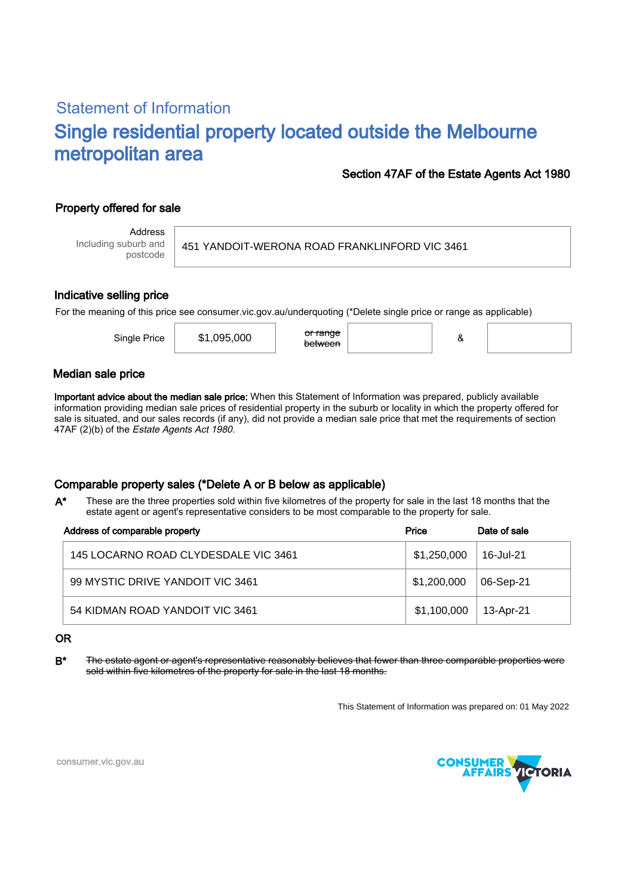## Statement of Information

# Single residential property located outside the Melbourne metropolitan area

**Section 47AF of the Estate Agents Act 1980**

### Property offered for sale

| Address Including suburb and postcode | 451 YANDOIT-WERONA ROAD FRANKLINFORD VIC 3461 |
|---|---|

### Indicative selling price

For the meaning of this price see consumer.vic.gov.au/underquoting (*Delete single price or range as applicable)

| Single Price | $1,095,000 | ~~or range between~~ | | & | |
|---|---|---|---|---|---|

### Median sale price

**Important advice about the median sale price:** When this Statement of Information was prepared, publicly available information providing median sale prices of residential property in the suburb or locality in which the property offered for sale is situated, and our sales records (if any), did not provide a median sale price that met the requirements of section 47AF (2)(b) of the *Estate Agents Act 1980*.

### Comparable property sales (*Delete A or B below as applicable)

**A*** These are the three properties sold within five kilometres of the property for sale in the last 18 months that the estate agent or agent's representative considers to be most comparable to the property for sale.

| Address of comparable property | Price | Date of sale |
|---|---|---|
| 145 LOCARNO ROAD CLYDESDALE VIC 3461 | $1,250,000 | 16-Jul-21 |
| 99 MYSTIC DRIVE YANDOIT VIC 3461 | $1,200,000 | 06-Sep-21 |
| 54 KIDMAN ROAD YANDOIT VIC 3461 | $1,100,000 | 13-Apr-21 |

**OR**

**B*** ~~The estate agent or agent's representative reasonably believes that fewer than three comparable properties were sold within five kilometres of the property for sale in the last 18 months.~~

This Statement of Information was prepared on: 01 May 2022

consumer.vic.gov.au

CONSUMER AFFAIRS VICTORIA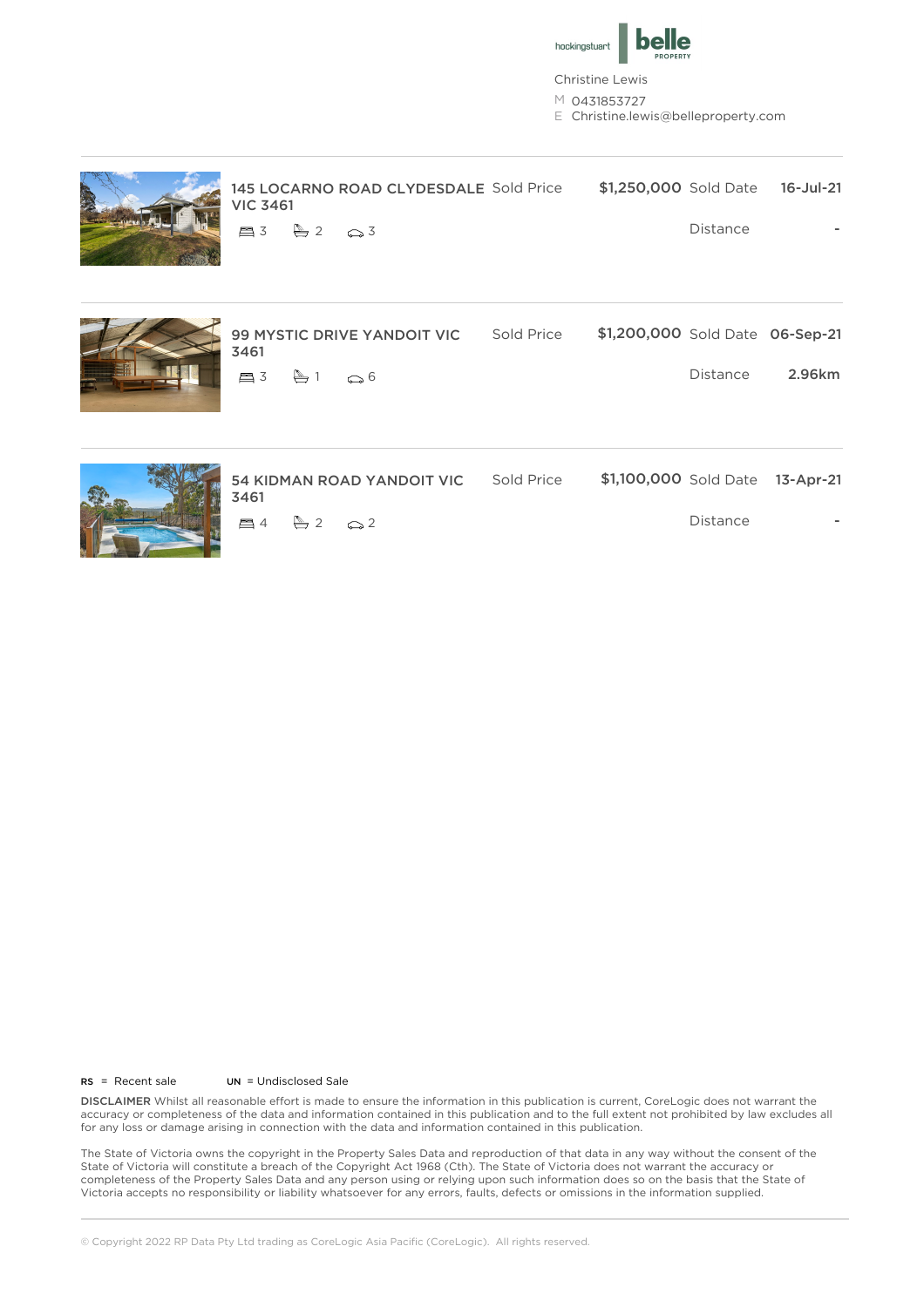Christine Lewis
M 0431853727
E Christine.lewis@belleproperty.com

**145 LOCARNO ROAD CLYDESDALE VIC 3461**
3 bed, 2 bath, 3 car
Sold Price **$1,250,000** Sold Date **16-Jul-21**
Distance **-**

**99 MYSTIC DRIVE YANDOIT VIC 3461**
3 bed, 1 bath, 6 car
Sold Price **$1,200,000** Sold Date **06-Sep-21**
Distance **2.96km**

**54 KIDMAN ROAD YANDOIT VIC 3461**
4 bed, 2 bath, 2 car
Sold Price **$1,100,000** Sold Date **13-Apr-21**
Distance **-**

**RS** = Recent sale **UN** = Undisclosed Sale

**DISCLAIMER** Whilst all reasonable effort is made to ensure the information in this publication is current, CoreLogic does not warrant the accuracy or completeness of the data and information contained in this publication and to the full extent not prohibited by law excludes all for any loss or damage arising in connection with the data and information contained in this publication.

The State of Victoria owns the copyright in the Property Sales Data and reproduction of that data in any way without the consent of the State of Victoria will constitute a breach of the Copyright Act 1968 (Cth). The State of Victoria does not warrant the accuracy or completeness of the Property Sales Data and any person using or relying upon such information does so on the basis that the State of Victoria accepts no responsibility or liability whatsoever for any errors, faults, defects or omissions in the information supplied.

© Copyright 2022 RP Data Pty Ltd trading as CoreLogic Asia Pacific (CoreLogic). All rights reserved.